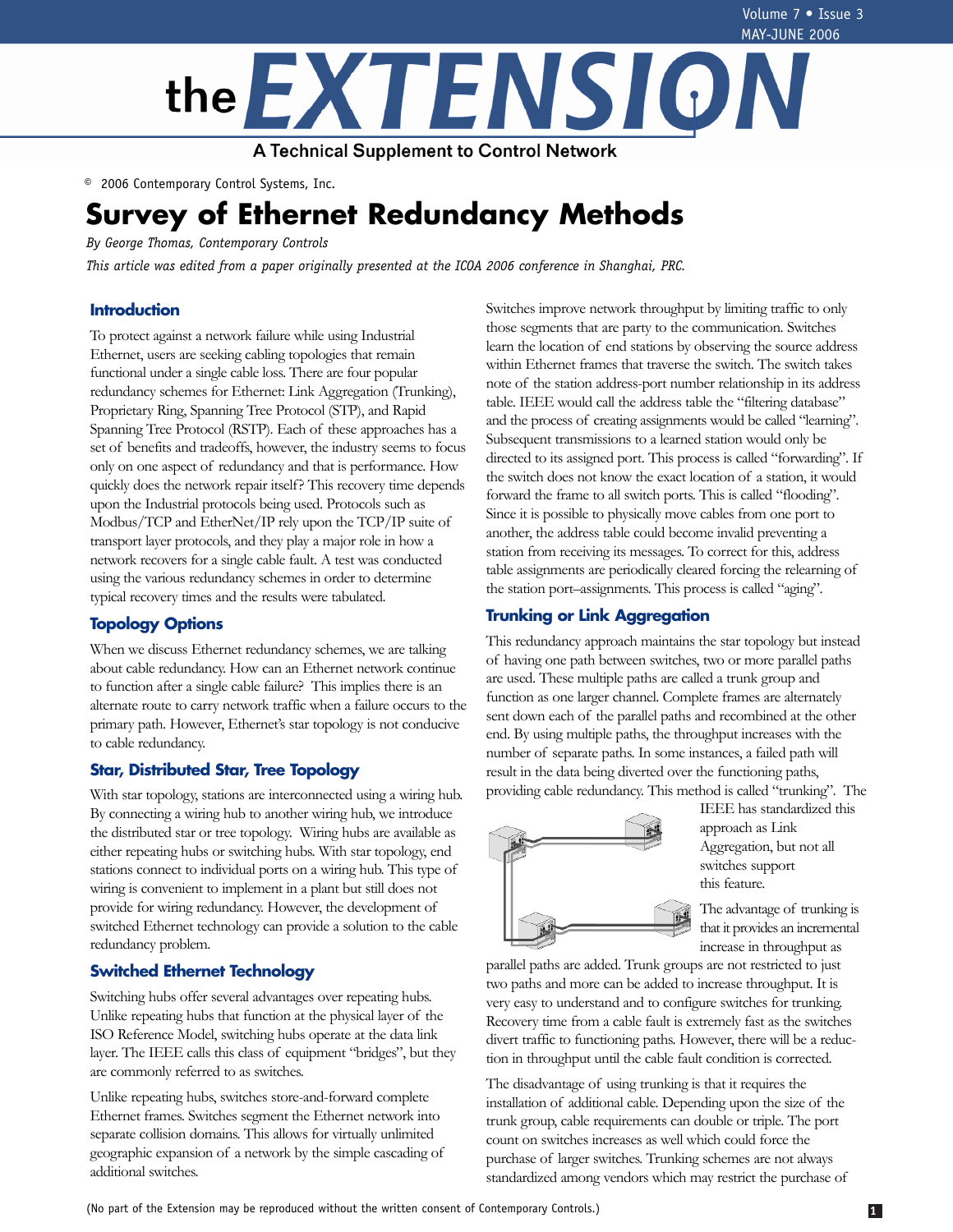# the EXTENSION

A Technical Supplement to Control Network

© 2006 Contemporary Control Systems, Inc.

# Survey of Ethernet Redundancy Methods

*By George Thomas, Contemporary Controls*

*This article was edited from a paper originally presented at the ICOA 2006 conference in Shanghai, PRC.*

## Introduction

To protect against a network failure while using Industrial Ethernet, users are seeking cabling topologies that remain functional under a single cable loss. There are four popular redundancy schemes for Ethernet: Link Aggregation (Trunking), Proprietary Ring, Spanning Tree Protocol (STP), and Rapid Spanning Tree Protocol (RSTP). Each of these approaches has a set of benefits and tradeoffs, however, the industry seems to focus only on one aspect of redundancy and that is performance. How quickly does the network repair itself? This recovery time depends upon the Industrial protocols being used. Protocols such as Modbus/TCP and EtherNet/IP rely upon the TCP/IP suite of transport layer protocols, and they play a major role in how a network recovers for a single cable fault. A test was conducted using the various redundancy schemes in order to determine typical recovery times and the results were tabulated.

## Topology Options

When we discuss Ethernet redundancy schemes, we are talking about cable redundancy. How can an Ethernet network continue to function after a single cable failure? This implies there is an alternate route to carry network traffic when a failure occurs to the primary path. However, Ethernet's star topology is not conducive to cable redundancy.

## Star, Distributed Star, Tree Topology

With star topology, stations are interconnected using a wiring hub. By connecting a wiring hub to another wiring hub, we introduce the distributed star or tree topology. Wiring hubs are available as either repeating hubs or switching hubs. With star topology, end stations connect to individual ports on a wiring hub. This type of wiring is convenient to implement in a plant but still does not provide for wiring redundancy. However, the development of switched Ethernet technology can provide a solution to the cable redundancy problem.

## Switched Ethernet Technology

Switching hubs offer several advantages over repeating hubs. Unlike repeating hubs that function at the physical layer of the ISO Reference Model, switching hubs operate at the data link layer. The IEEE calls this class of equipment "bridges", but they are commonly referred to as switches.

Unlike repeating hubs, switches store-and-forward complete Ethernet frames. Switches segment the Ethernet network into separate collision domains. This allows for virtually unlimited geographic expansion of a network by the simple cascading of additional switches.

Switches improve network throughput by limiting traffic to only those segments that are party to the communication. Switches learn the location of end stations by observing the source address within Ethernet frames that traverse the switch. The switch takes note of the station address-port number relationship in its address table. IEEE would call the address table the "filtering database" and the process of creating assignments would be called "learning". Subsequent transmissions to a learned station would only be directed to its assigned port. This process is called "forwarding". If the switch does not know the exact location of a station, it would forward the frame to all switch ports. This is called "flooding". Since it is possible to physically move cables from one port to another, the address table could become invalid preventing a station from receiving its messages. To correct for this, address table assignments are periodically cleared forcing the relearning of the station port–assignments. This process is called "aging".

## Trunking or Link Aggregation

This redundancy approach maintains the star topology but instead of having one path between switches, two or more parallel paths are used. These multiple paths are called a trunk group and function as one larger channel. Complete frames are alternately sent down each of the parallel paths and recombined at the other end. By using multiple paths, the throughput increases with the number of separate paths. In some instances, a failed path will result in the data being diverted over the functioning paths, providing cable redundancy. This method is called "trunking". The IEEE has standardized this approach as Link Aggregation, but not all switches support this feature.

The advantage of trunking is that it provides an incremental increase in throughput as parallel paths are added. Trunk groups are not restricted to just two paths and more can be added to increase throughput. It is very easy to understand and to configure switches for trunking. Recovery time from a cable fault is extremely fast as the switches divert traffic to functioning paths. However, there will be a reduction in throughput until the cable fault condition is corrected.

The disadvantage of using trunking is that it requires the installation of additional cable. Depending upon the size of the trunk group, cable requirements can double or triple. The port count on switches increases as well which could force the purchase of larger switches. Trunking schemes are not always standardized among vendors which may restrict the purchase of

(No part of the Extension may be reproduced without the written consent of Contemporary Controls.)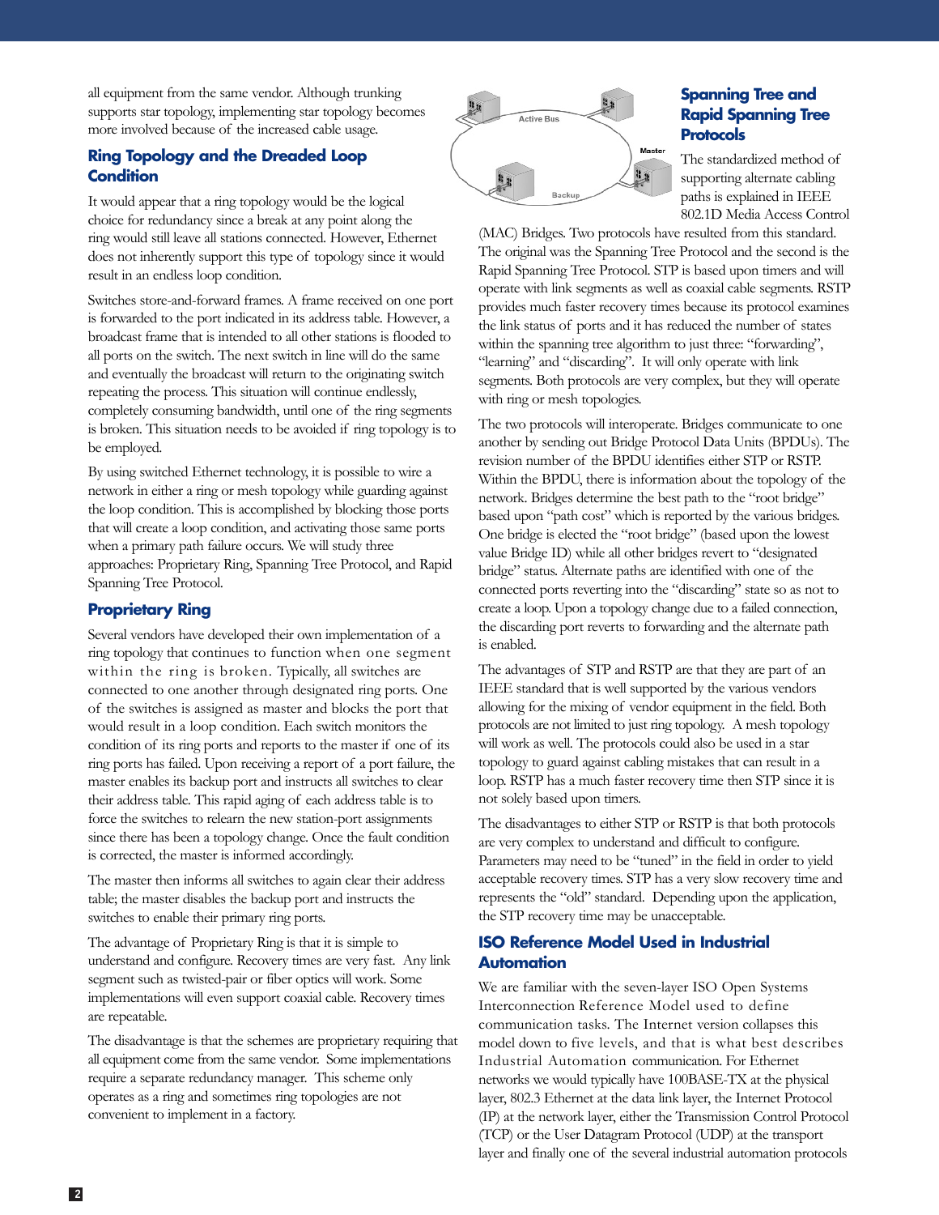all equipment from the same vendor. Although trunking supports star topology, implementing star topology becomes more involved because of the increased cable usage.

## Ring Topology and the Dreaded Loop Condition

It would appear that a ring topology would be the logical choice for redundancy since a break at any point along the ring would still leave all stations connected. However, Ethernet does not inherently support this type of topology since it would result in an endless loop condition.

Switches store-and-forward frames. A frame received on one port is forwarded to the port indicated in its address table. However, a broadcast frame that is intended to all other stations is flooded to all ports on the switch. The next switch in line will do the same and eventually the broadcast will return to the originating switch repeating the process. This situation will continue endlessly, completely consuming bandwidth, until one of the ring segments is broken. This situation needs to be avoided if ring topology is to be employed.

By using switched Ethernet technology, it is possible to wire a network in either a ring or mesh topology while guarding against the loop condition. This is accomplished by blocking those ports that will create a loop condition, and activating those same ports when a primary path failure occurs. We will study three approaches: Proprietary Ring, Spanning Tree Protocol, and Rapid Spanning Tree Protocol.

## Proprietary Ring

Several vendors have developed their own implementation of a ring topology that continues to function when one segment within the ring is broken. Typically, all switches are connected to one another through designated ring ports. One of the switches is assigned as master and blocks the port that would result in a loop condition. Each switch monitors the condition of its ring ports and reports to the master if one of its ring ports has failed. Upon receiving a report of a port failure, the master enables its backup port and instructs all switches to clear their address table. This rapid aging of each address table is to force the switches to relearn the new station-port assignments since there has been a topology change. Once the fault condition is corrected, the master is informed accordingly.

The master then informs all switches to again clear their address table; the master disables the backup port and instructs the switches to enable their primary ring ports.

The advantage of Proprietary Ring is that it is simple to understand and configure. Recovery times are very fast. Any link segment such as twisted-pair or fiber optics will work. Some implementations will even support coaxial cable. Recovery times are repeatable.

The disadvantage is that the schemes are proprietary requiring that all equipment come from the same vendor. Some implementations require a separate redundancy manager. This scheme only operates as a ring and sometimes ring topologies are not convenient to implement in a factory.

Active Bus

Master

Backup

## Spanning Tree and Rapid Spanning Tree Protocols

The standardized method of supporting alternate cabling paths is explained in IEEE 802.1D Media Access Control (MAC) Bridges. Two protocols have resulted from this standard. The original was the Spanning Tree Protocol and the second is the Rapid Spanning Tree Protocol. STP is based upon timers and will operate with link segments as well as coaxial cable segments. RSTP provides much faster recovery times because its protocol examines the link status of ports and it has reduced the number of states within the spanning tree algorithm to just three: "forwarding", "learning" and "discarding". It will only operate with link segments. Both protocols are very complex, but they will operate with ring or mesh topologies.

The two protocols will interoperate. Bridges communicate to one another by sending out Bridge Protocol Data Units (BPDUs). The revision number of the BPDU identifies either STP or RSTP. Within the BPDU, there is information about the topology of the network. Bridges determine the best path to the "root bridge" based upon "path cost" which is reported by the various bridges. One bridge is elected the "root bridge" (based upon the lowest value Bridge ID) while all other bridges revert to "designated bridge" status. Alternate paths are identified with one of the connected ports reverting into the "discarding" state so as not to create a loop. Upon a topology change due to a failed connection, the discarding port reverts to forwarding and the alternate path is enabled.

The advantages of STP and RSTP are that they are part of an IEEE standard that is well supported by the various vendors allowing for the mixing of vendor equipment in the field. Both protocols are not limited to just ring topology. A mesh topology will work as well. The protocols could also be used in a star topology to guard against cabling mistakes that can result in a loop. RSTP has a much faster recovery time then STP since it is not solely based upon timers.

The disadvantages to either STP or RSTP is that both protocols are very complex to understand and difficult to configure. Parameters may need to be "tuned" in the field in order to yield acceptable recovery times. STP has a very slow recovery time and represents the "old" standard. Depending upon the application, the STP recovery time may be unacceptable.

## ISO Reference Model Used in Industrial Automation

We are familiar with the seven-layer ISO Open Systems Interconnection Reference Model used to define communication tasks. The Internet version collapses this model down to five levels, and that is what best describes Industrial Automation communication. For Ethernet networks we would typically have 100BASE-TX at the physical layer, 802.3 Ethernet at the data link layer, the Internet Protocol (IP) at the network layer, either the Transmission Control Protocol (TCP) or the User Datagram Protocol (UDP) at the transport layer and finally one of the several industrial automation protocols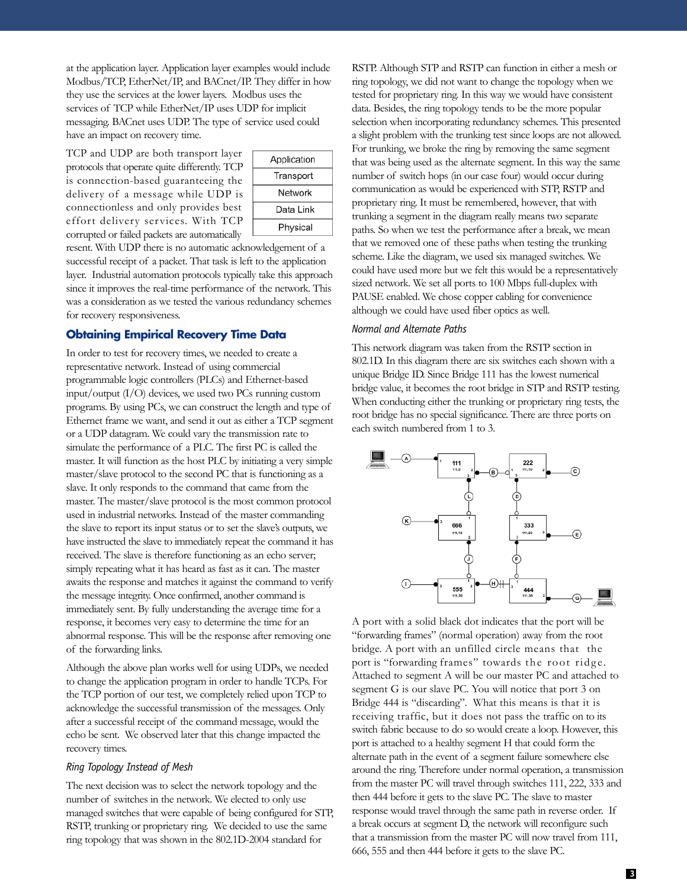at the application layer. Application layer examples would include Modbus/TCP, EtherNet/IP, and BACnet/IP. They differ in how they use the services at the lower layers. Modbus uses the services of TCP while EtherNet/IP uses UDP for implicit messaging. BACnet uses UDP. The type of service used could have an impact on recovery time.

| Application |
|---|
| Transport |
| Network |
| Data Link |
| Physical |

TCP and UDP are both transport layer protocols that operate quite differently. TCP is connection-based guaranteeing the delivery of a message while UDP is connectionless and only provides best effort delivery services. With TCP corrupted or failed packets are automatically resent. With UDP there is no automatic acknowledgement of a successful receipt of a packet. That task is left to the application layer. Industrial automation protocols typically take this approach since it improves the real-time performance of the network. This was a consideration as we tested the various redundancy schemes for recovery responsiveness.

## Obtaining Empirical Recovery Time Data

In order to test for recovery times, we needed to create a representative network. Instead of using commercial programmable logic controllers (PLCs) and Ethernet-based input/output (I/O) devices, we used two PCs running custom programs. By using PCs, we can construct the length and type of Ethernet frame we want, and send it out as either a TCP segment or a UDP datagram. We could vary the transmission rate to simulate the performance of a PLC. The first PC is called the master. It will function as the host PLC by initiating a very simple master/slave protocol to the second PC that is functioning as a slave. It only responds to the command that came from the master. The master/slave protocol is the most common protocol used in industrial networks. Instead of the master commanding the slave to report its input status or to set the slave's outputs, we have instructed the slave to immediately repeat the command it has received. The slave is therefore functioning as an echo server; simply repeating what it has heard as fast as it can. The master awaits the response and matches it against the command to verify the message integrity. Once confirmed, another command is immediately sent. By fully understanding the average time for a response, it becomes very easy to determine the time for an abnormal response. This will be the response after removing one of the forwarding links.

Although the above plan works well for using UDPs, we needed to change the application program in order to handle TCPs. For the TCP portion of our test, we completely relied upon TCP to acknowledge the successful transmission of the messages. Only after a successful receipt of the command message, would the echo be sent. We observed later that this change impacted the recovery times.

*Ring Topology Instead of Mesh*

The next decision was to select the network topology and the number of switches in the network. We elected to only use managed switches that were capable of being configured for STP, RSTP, trunking or proprietary ring. We decided to use the same ring topology that was shown in the 802.1D-2004 standard for RSTP. Although STP and RSTP can function in either a mesh or ring topology, we did not want to change the topology when we tested for proprietary ring. In this way we would have consistent data. Besides, the ring topology tends to be the more popular selection when incorporating redundancy schemes. This presented a slight problem with the trunking test since loops are not allowed. For trunking, we broke the ring by removing the same segment that was being used as the alternate segment. In this way the same number of switch hops (in our case four) would occur during communication as would be experienced with STP, RSTP and proprietary ring. It must be remembered, however, that with trunking a segment in the diagram really means two separate paths. So when we test the performance after a break, we mean that we removed one of these paths when testing the trunking scheme. Like the diagram, we used six managed switches. We could have used more but we felt this would be a representatively sized network. We set all ports to 100 Mbps full-duplex with PAUSE enabled. We chose copper cabling for convenience although we could have used fiber optics as well.

*Normal and Alternate Paths*

This network diagram was taken from the RSTP section in 802.1D. In this diagram there are six switches each shown with a unique Bridge ID. Since Bridge 111 has the lowest numerical bridge value, it becomes the root bridge in STP and RSTP testing. When conducting either the trunking or proprietary ring tests, the root bridge has no special significance. There are three ports on each switch numbered from 1 to 3.

A port with a solid black dot indicates that the port will be "forwarding frames" (normal operation) away from the root bridge. A port with an unfilled circle means that the port is "forwarding frames" towards the root ridge. Attached to segment A will be our master PC and attached to segment G is our slave PC. You will notice that port 3 on Bridge 444 is "discarding". What this means is that it is receiving traffic, but it does not pass the traffic on to its switch fabric because to do so would create a loop. However, this port is attached to a healthy segment H that could form the alternate path in the event of a segment failure somewhere else around the ring. Therefore under normal operation, a transmission from the master PC will travel through switches 111, 222, 333 and then 444 before it gets to the slave PC. The slave to master response would travel through the same path in reverse order. If a break occurs at segment D, the network will reconfigure such that a transmission from the master PC will now travel from 111, 666, 555 and then 444 before it gets to the slave PC.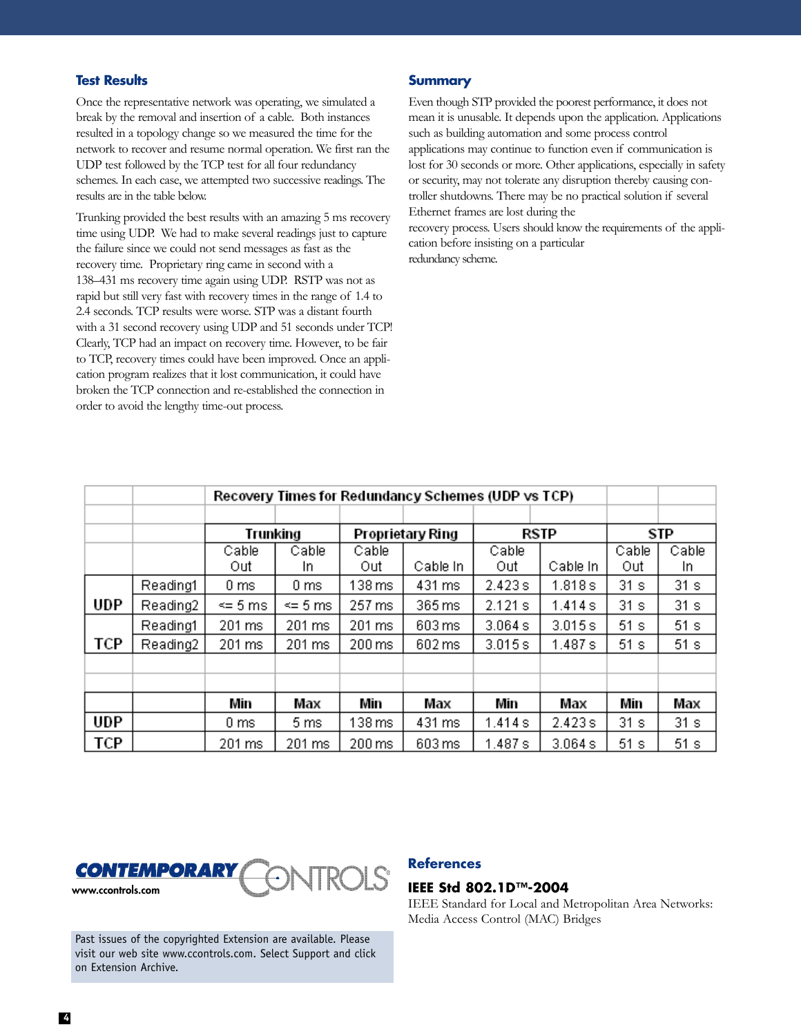## Test Results

Once the representative network was operating, we simulated a break by the removal and insertion of a cable. Both instances resulted in a topology change so we measured the time for the network to recover and resume normal operation. We first ran the UDP test followed by the TCP test for all four redundancy schemes. In each case, we attempted two successive readings. The results are in the table below.

Trunking provided the best results with an amazing 5 ms recovery time using UDP. We had to make several readings just to capture the failure since we could not send messages as fast as the recovery time. Proprietary ring came in second with a 138–431 ms recovery time again using UDP. RSTP was not as rapid but still very fast with recovery times in the range of 1.4 to 2.4 seconds. TCP results were worse. STP was a distant fourth with a 31 second recovery using UDP and 51 seconds under TCP! Clearly, TCP had an impact on recovery time. However, to be fair to TCP, recovery times could have been improved. Once an application program realizes that it lost communication, it could have broken the TCP connection and re-established the connection in order to avoid the lengthy time-out process.

## Summary

Even though STP provided the poorest performance, it does not mean it is unusable. It depends upon the application. Applications such as building automation and some process control applications may continue to function even if communication is lost for 30 seconds or more. Other applications, especially in safety or security, may not tolerate any disruption thereby causing controller shutdowns. There may be no practical solution if several Ethernet frames are lost during the recovery process. Users should know the requirements of the application before insisting on a particular redundancy scheme.

**Recovery Times for Redundancy Schemes (UDP vs TCP)**

| | | Trunking | | Proprietary Ring | | RSTP | | STP | |
|---|---|---|---|---|---|---|---|---|---|
| | | Cable Out | Cable In | Cable Out | Cable In | Cable Out | Cable In | Cable Out | Cable In |
| UDP | Reading1 | 0 ms | 0 ms | 138 ms | 431 ms | 2.423 s | 1.818 s | 31 s | 31 s |
| | Reading2 | <= 5 ms | <= 5 ms | 257 ms | 365 ms | 2.121 s | 1.414 s | 31 s | 31 s |
| TCP | Reading1 | 201 ms | 201 ms | 201 ms | 603 ms | 3.064 s | 3.015 s | 51 s | 51 s |
| | Reading2 | 201 ms | 201 ms | 200 ms | 602 ms | 3.015 s | 1.487 s | 51 s | 51 s |
| | | | | | | | | | |
| | | Min | Max | Min | Max | Min | Max | Min | Max |
| UDP | | 0 ms | 5 ms | 138 ms | 431 ms | 1.414 s | 2.423 s | 31 s | 31 s |
| TCP | | 201 ms | 201 ms | 200 ms | 603 ms | 1.487 s | 3.064 s | 51 s | 51 s |

CONTEMPORARY CONTROLS
www.ccontrols.com

Past issues of the copyrighted Extension are available. Please visit our web site www.ccontrols.com. Select Support and click on Extension Archive.

## References

**IEEE Std 802.1D™-2004**
IEEE Standard for Local and Metropolitan Area Networks: Media Access Control (MAC) Bridges